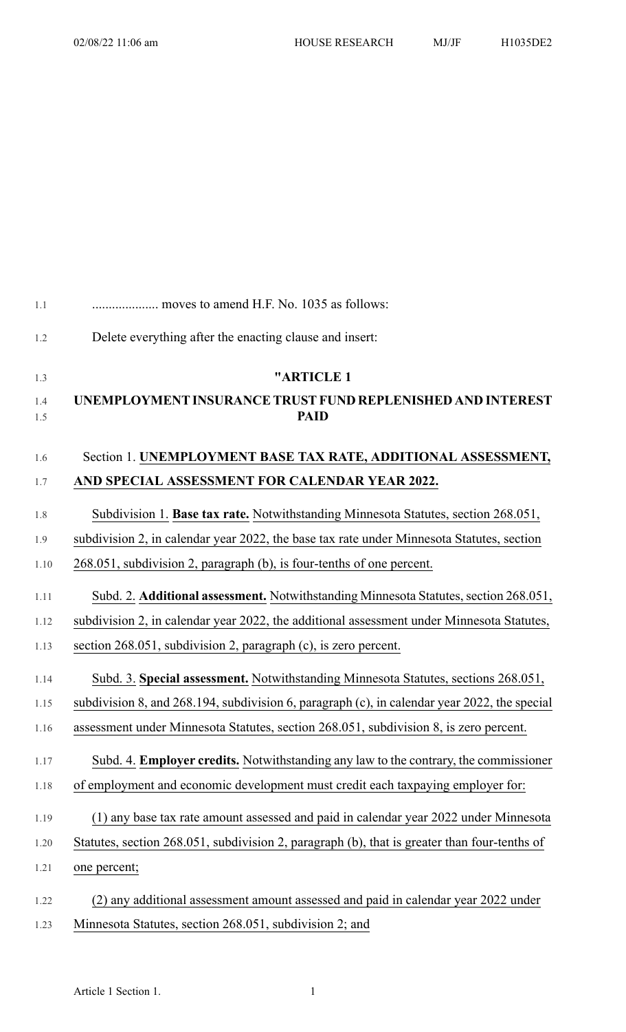.................... moves to amend H.F. No. 1035 as follows:

Delete everything after the enacting clause and insert:

"ARTICLE 1

UNEMPLOYMENT INSURANCE TRUST FUND REPLENISHED AND INTEREST PAID

Section 1. **UNEMPLOYMENT BASE TAX RATE, ADDITIONAL ASSESSMENT, AND SPECIAL ASSESSMENT FOR CALENDAR YEAR 2022.**

Subdivision 1. **Base tax rate.** Notwithstanding Minnesota Statutes, section 268.051, subdivision 2, in calendar year 2022, the base tax rate under Minnesota Statutes, section 268.051, subdivision 2, paragraph (b), is four-tenths of one percent.

Subd. 2. **Additional assessment.** Notwithstanding Minnesota Statutes, section 268.051, subdivision 2, in calendar year 2022, the additional assessment under Minnesota Statutes, section 268.051, subdivision 2, paragraph (c), is zero percent.

Subd. 3. **Special assessment.** Notwithstanding Minnesota Statutes, sections 268.051, subdivision 8, and 268.194, subdivision 6, paragraph (c), in calendar year 2022, the special assessment under Minnesota Statutes, section 268.051, subdivision 8, is zero percent.

Subd. 4. **Employer credits.** Notwithstanding any law to the contrary, the commissioner of employment and economic development must credit each taxpaying employer for:

(1) any base tax rate amount assessed and paid in calendar year 2022 under Minnesota Statutes, section 268.051, subdivision 2, paragraph (b), that is greater than four-tenths of one percent;

(2) any additional assessment amount assessed and paid in calendar year 2022 under Minnesota Statutes, section 268.051, subdivision 2; and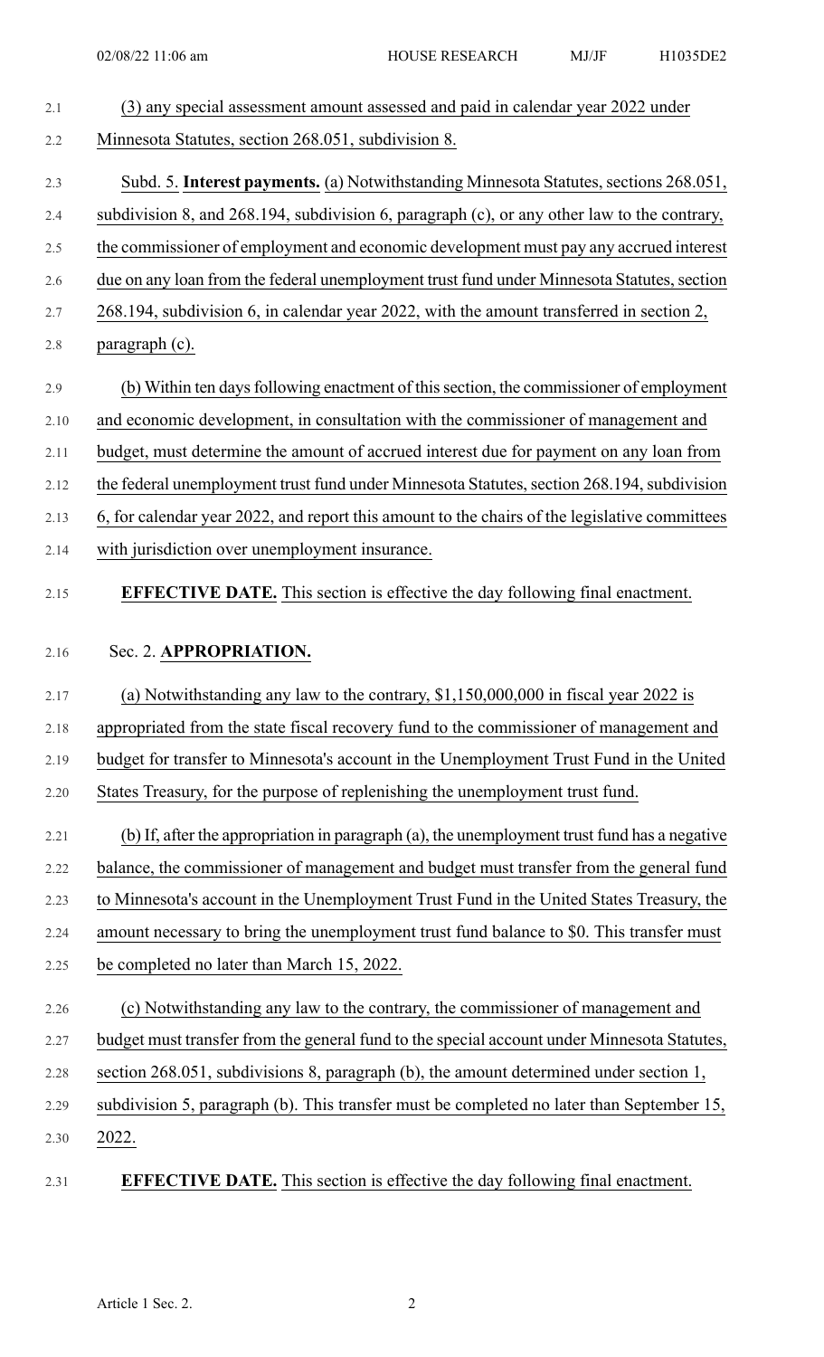(3) any special assessment amount assessed and paid in calendar year 2022 under Minnesota Statutes, section 268.051, subdivision 8.

Subd. 5. **Interest payments.** (a) Notwithstanding Minnesota Statutes, sections 268.051, subdivision 8, and 268.194, subdivision 6, paragraph (c), or any other law to the contrary, the commissioner of employment and economic development must pay any accrued interest due on any loan from the federal unemployment trust fund under Minnesota Statutes, section 268.194, subdivision 6, in calendar year 2022, with the amount transferred in section 2, paragraph (c).

(b) Within ten days following enactment of this section, the commissioner of employment and economic development, in consultation with the commissioner of management and budget, must determine the amount of accrued interest due for payment on any loan from the federal unemployment trust fund under Minnesota Statutes, section 268.194, subdivision 6, for calendar year 2022, and report this amount to the chairs of the legislative committees with jurisdiction over unemployment insurance.

**EFFECTIVE DATE.** This section is effective the day following final enactment.

Sec. 2. **APPROPRIATION.**

(a) Notwithstanding any law to the contrary, $1,150,000,000 in fiscal year 2022 is appropriated from the state fiscal recovery fund to the commissioner of management and budget for transfer to Minnesota's account in the Unemployment Trust Fund in the United States Treasury, for the purpose of replenishing the unemployment trust fund.

(b) If, after the appropriation in paragraph (a), the unemployment trust fund has a negative balance, the commissioner of management and budget must transfer from the general fund to Minnesota's account in the Unemployment Trust Fund in the United States Treasury, the amount necessary to bring the unemployment trust fund balance to $0. This transfer must be completed no later than March 15, 2022.

(c) Notwithstanding any law to the contrary, the commissioner of management and budget must transfer from the general fund to the special account under Minnesota Statutes, section 268.051, subdivisions 8, paragraph (b), the amount determined under section 1, subdivision 5, paragraph (b). This transfer must be completed no later than September 15, 2022.

**EFFECTIVE DATE.** This section is effective the day following final enactment.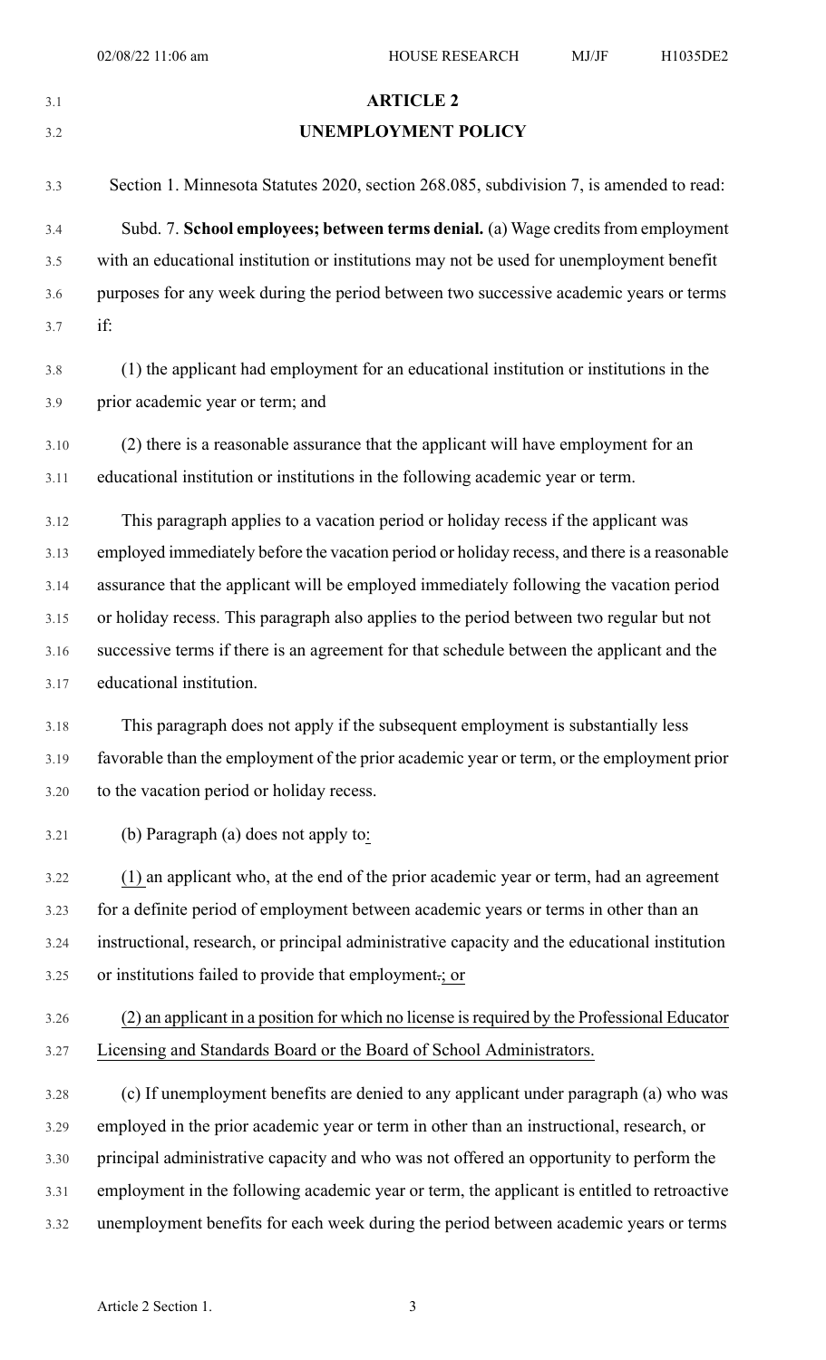## ARTICLE 2

## UNEMPLOYMENT POLICY

Section 1. Minnesota Statutes 2020, section 268.085, subdivision 7, is amended to read:

Subd. 7. **School employees; between terms denial.** (a) Wage credits from employment with an educational institution or institutions may not be used for unemployment benefit purposes for any week during the period between two successive academic years or terms if:

(1) the applicant had employment for an educational institution or institutions in the prior academic year or term; and

(2) there is a reasonable assurance that the applicant will have employment for an educational institution or institutions in the following academic year or term.

This paragraph applies to a vacation period or holiday recess if the applicant was employed immediately before the vacation period or holiday recess, and there is a reasonable assurance that the applicant will be employed immediately following the vacation period or holiday recess. This paragraph also applies to the period between two regular but not successive terms if there is an agreement for that schedule between the applicant and the educational institution.

This paragraph does not apply if the subsequent employment is substantially less favorable than the employment of the prior academic year or term, or the employment prior to the vacation period or holiday recess.

(b) Paragraph (a) does not apply to:

(1) an applicant who, at the end of the prior academic year or term, had an agreement for a definite period of employment between academic years or terms in other than an instructional, research, or principal administrative capacity and the educational institution or institutions failed to provide that employment~~.~~; or

(2) an applicant in a position for which no license is required by the Professional Educator Licensing and Standards Board or the Board of School Administrators.

(c) If unemployment benefits are denied to any applicant under paragraph (a) who was employed in the prior academic year or term in other than an instructional, research, or principal administrative capacity and who was not offered an opportunity to perform the employment in the following academic year or term, the applicant is entitled to retroactive unemployment benefits for each week during the period between academic years or terms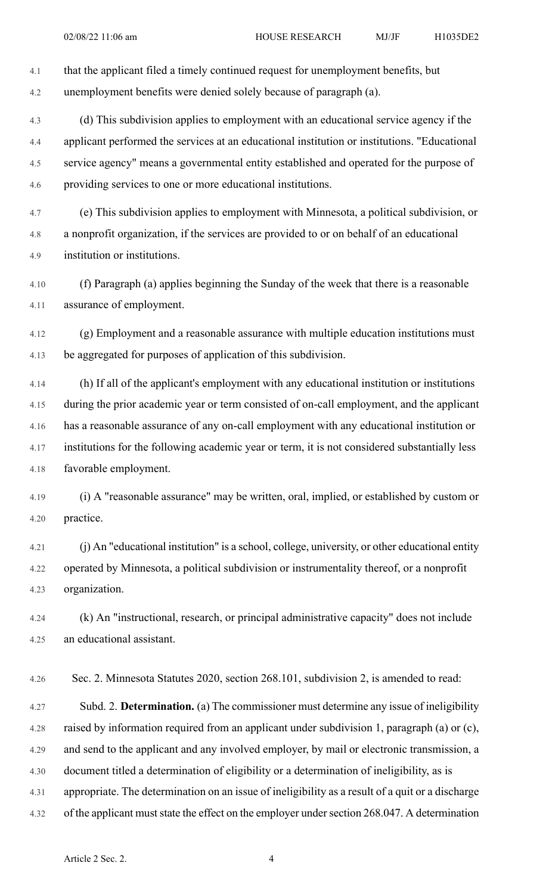that the applicant filed a timely continued request for unemployment benefits, but unemployment benefits were denied solely because of paragraph (a).

(d) This subdivision applies to employment with an educational service agency if the applicant performed the services at an educational institution or institutions. "Educational service agency" means a governmental entity established and operated for the purpose of providing services to one or more educational institutions.

(e) This subdivision applies to employment with Minnesota, a political subdivision, or a nonprofit organization, if the services are provided to or on behalf of an educational institution or institutions.

(f) Paragraph (a) applies beginning the Sunday of the week that there is a reasonable assurance of employment.

(g) Employment and a reasonable assurance with multiple education institutions must be aggregated for purposes of application of this subdivision.

(h) If all of the applicant's employment with any educational institution or institutions during the prior academic year or term consisted of on-call employment, and the applicant has a reasonable assurance of any on-call employment with any educational institution or institutions for the following academic year or term, it is not considered substantially less favorable employment.

(i) A "reasonable assurance" may be written, oral, implied, or established by custom or practice.

(j) An "educational institution" is a school, college, university, or other educational entity operated by Minnesota, a political subdivision or instrumentality thereof, or a nonprofit organization.

(k) An "instructional, research, or principal administrative capacity" does not include an educational assistant.

Sec. 2. Minnesota Statutes 2020, section 268.101, subdivision 2, is amended to read:

Subd. 2. **Determination.** (a) The commissioner must determine any issue of ineligibility raised by information required from an applicant under subdivision 1, paragraph (a) or (c), and send to the applicant and any involved employer, by mail or electronic transmission, a document titled a determination of eligibility or a determination of ineligibility, as is appropriate. The determination on an issue of ineligibility as a result of a quit or a discharge of the applicant must state the effect on the employer under section 268.047. A determination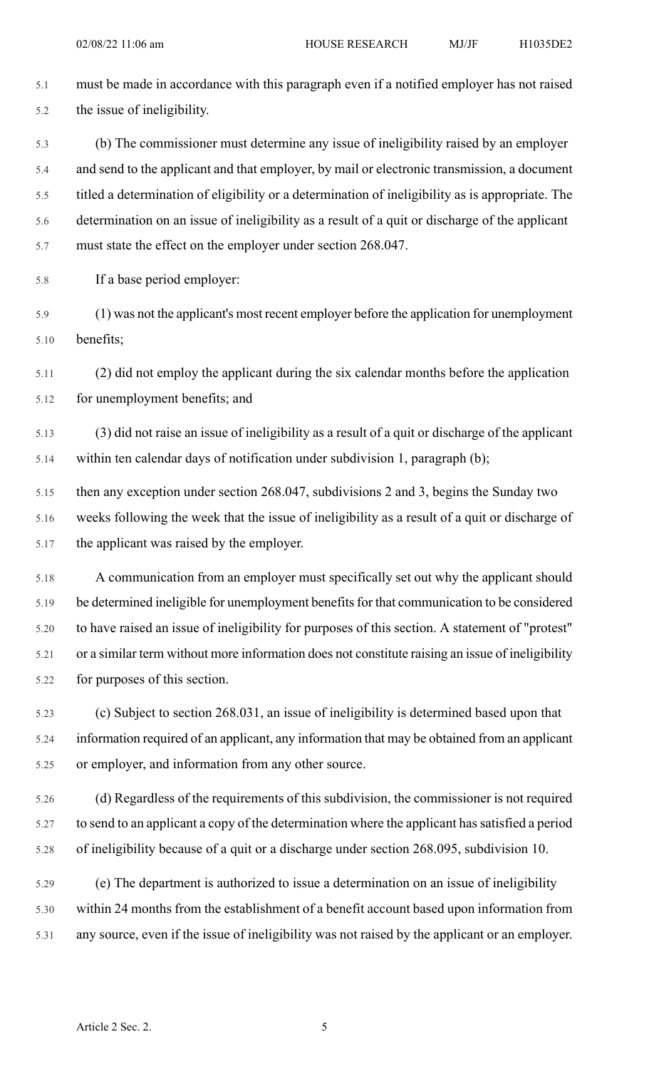must be made in accordance with this paragraph even if a notified employer has not raised the issue of ineligibility.

(b) The commissioner must determine any issue of ineligibility raised by an employer and send to the applicant and that employer, by mail or electronic transmission, a document titled a determination of eligibility or a determination of ineligibility as is appropriate. The determination on an issue of ineligibility as a result of a quit or discharge of the applicant must state the effect on the employer under section 268.047.

If a base period employer:

(1) was not the applicant's most recent employer before the application for unemployment benefits;

(2) did not employ the applicant during the six calendar months before the application for unemployment benefits; and

(3) did not raise an issue of ineligibility as a result of a quit or discharge of the applicant within ten calendar days of notification under subdivision 1, paragraph (b);

then any exception under section 268.047, subdivisions 2 and 3, begins the Sunday two weeks following the week that the issue of ineligibility as a result of a quit or discharge of the applicant was raised by the employer.

A communication from an employer must specifically set out why the applicant should be determined ineligible for unemployment benefits for that communication to be considered to have raised an issue of ineligibility for purposes of this section. A statement of "protest" or a similar term without more information does not constitute raising an issue of ineligibility for purposes of this section.

(c) Subject to section 268.031, an issue of ineligibility is determined based upon that information required of an applicant, any information that may be obtained from an applicant or employer, and information from any other source.

(d) Regardless of the requirements of this subdivision, the commissioner is not required to send to an applicant a copy of the determination where the applicant has satisfied a period of ineligibility because of a quit or a discharge under section 268.095, subdivision 10.

(e) The department is authorized to issue a determination on an issue of ineligibility within 24 months from the establishment of a benefit account based upon information from any source, even if the issue of ineligibility was not raised by the applicant or an employer.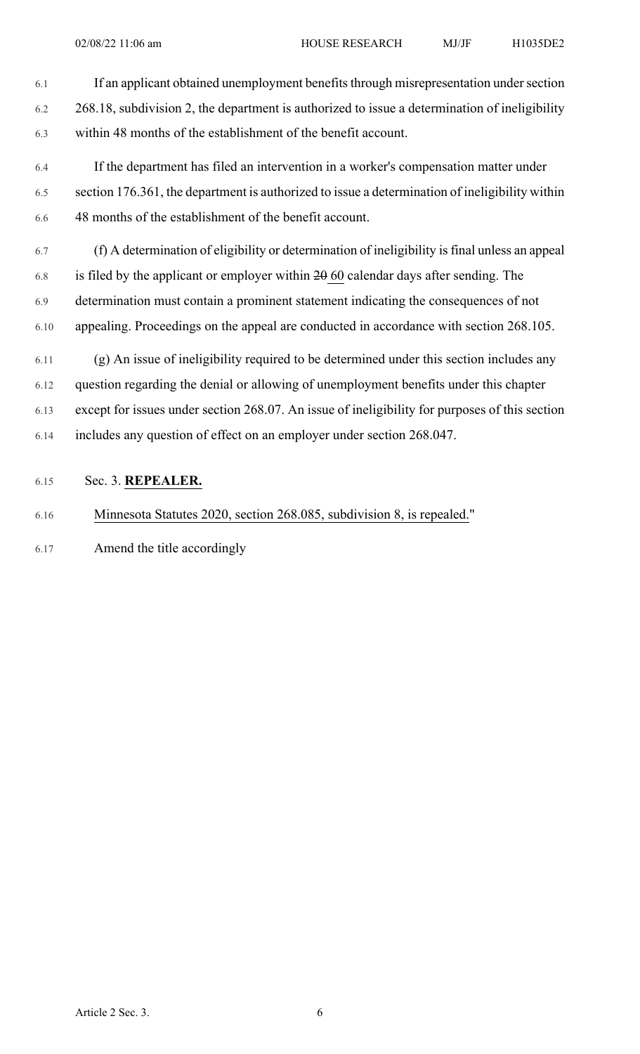If an applicant obtained unemployment benefits through misrepresentation under section 268.18, subdivision 2, the department is authorized to issue a determination of ineligibility within 48 months of the establishment of the benefit account.

If the department has filed an intervention in a worker's compensation matter under section 176.361, the department is authorized to issue a determination of ineligibility within 48 months of the establishment of the benefit account.

(f) A determination of eligibility or determination of ineligibility is final unless an appeal is filed by the applicant or employer within ~~20~~ 60 calendar days after sending. The determination must contain a prominent statement indicating the consequences of not appealing. Proceedings on the appeal are conducted in accordance with section 268.105.

(g) An issue of ineligibility required to be determined under this section includes any question regarding the denial or allowing of unemployment benefits under this chapter except for issues under section 268.07. An issue of ineligibility for purposes of this section includes any question of effect on an employer under section 268.047.

Sec. 3. **REPEALER.**

Minnesota Statutes 2020, section 268.085, subdivision 8, is repealed."

Amend the title accordingly